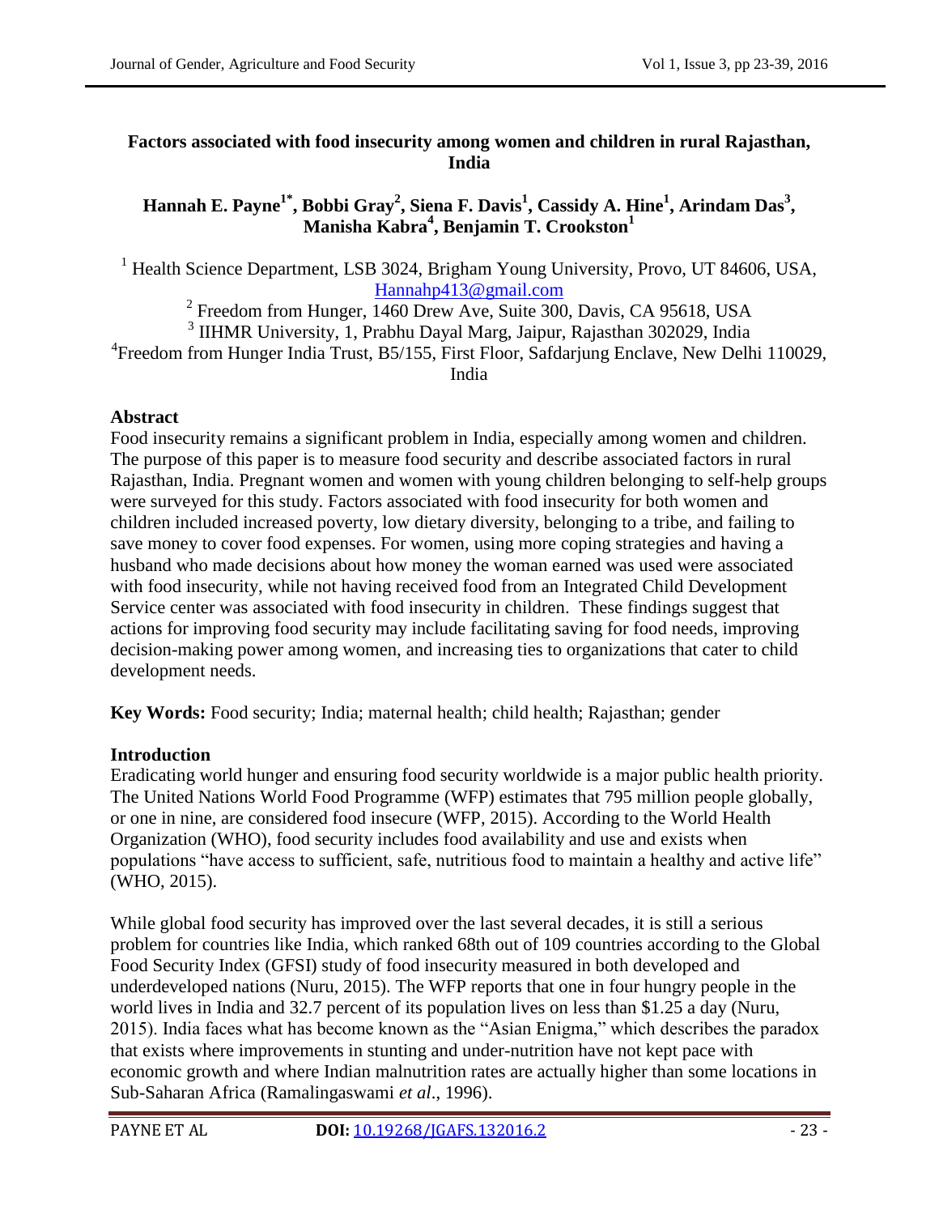# Factors associated with food insecurity among women and children in rural Rajasthan, India

**Hannah E. Payne[1*], Bobbi Gray[2], Siena F. Davis[1], Cassidy A. Hine[1], Arindam Das[3], Manisha Kabra[4], Benjamin T. Crookston[1]**

[1] Health Science Department, LSB 3024, Brigham Young University, Provo, UT 84606, USA, Hannahp413@gmail.com

[2] Freedom from Hunger, 1460 Drew Ave, Suite 300, Davis, CA 95618, USA

[3] IIHMR University, 1, Prabhu Dayal Marg, Jaipur, Rajasthan 302029, India

[4] Freedom from Hunger India Trust, B5/155, First Floor, Safdarjung Enclave, New Delhi 110029, India

## Abstract

Food insecurity remains a significant problem in India, especially among women and children. The purpose of this paper is to measure food security and describe associated factors in rural Rajasthan, India. Pregnant women and women with young children belonging to self-help groups were surveyed for this study. Factors associated with food insecurity for both women and children included increased poverty, low dietary diversity, belonging to a tribe, and failing to save money to cover food expenses. For women, using more coping strategies and having a husband who made decisions about how money the woman earned was used were associated with food insecurity, while not having received food from an Integrated Child Development Service center was associated with food insecurity in children. These findings suggest that actions for improving food security may include facilitating saving for food needs, improving decision-making power among women, and increasing ties to organizations that cater to child development needs.

**Key Words:** Food security; India; maternal health; child health; Rajasthan; gender

## Introduction

Eradicating world hunger and ensuring food security worldwide is a major public health priority. The United Nations World Food Programme (WFP) estimates that 795 million people globally, or one in nine, are considered food insecure (WFP, 2015). According to the World Health Organization (WHO), food security includes food availability and use and exists when populations "have access to sufficient, safe, nutritious food to maintain a healthy and active life" (WHO, 2015).

While global food security has improved over the last several decades, it is still a serious problem for countries like India, which ranked 68th out of 109 countries according to the Global Food Security Index (GFSI) study of food insecurity measured in both developed and underdeveloped nations (Nuru, 2015). The WFP reports that one in four hungry people in the world lives in India and 32.7 percent of its population lives on less than $1.25 a day (Nuru, 2015). India faces what has become known as the "Asian Enigma," which describes the paradox that exists where improvements in stunting and under-nutrition have not kept pace with economic growth and where Indian malnutrition rates are actually higher than some locations in Sub-Saharan Africa (Ramalingaswami *et al*., 1996).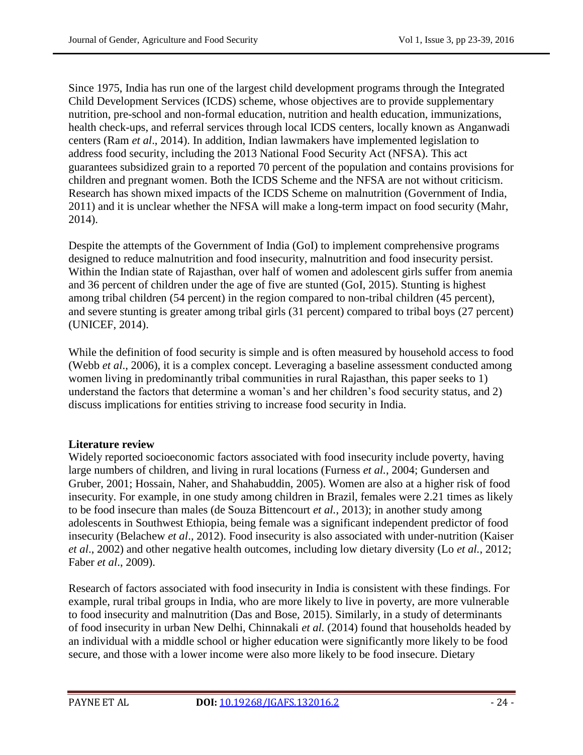Since 1975, India has run one of the largest child development programs through the Integrated Child Development Services (ICDS) scheme, whose objectives are to provide supplementary nutrition, pre-school and non-formal education, nutrition and health education, immunizations, health check-ups, and referral services through local ICDS centers, locally known as Anganwadi centers (Ram *et al*., 2014). In addition, Indian lawmakers have implemented legislation to address food security, including the 2013 National Food Security Act (NFSA). This act guarantees subsidized grain to a reported 70 percent of the population and contains provisions for children and pregnant women. Both the ICDS Scheme and the NFSA are not without criticism. Research has shown mixed impacts of the ICDS Scheme on malnutrition (Government of India, 2011) and it is unclear whether the NFSA will make a long-term impact on food security (Mahr, 2014).

Despite the attempts of the Government of India (GoI) to implement comprehensive programs designed to reduce malnutrition and food insecurity, malnutrition and food insecurity persist. Within the Indian state of Rajasthan, over half of women and adolescent girls suffer from anemia and 36 percent of children under the age of five are stunted (GoI, 2015). Stunting is highest among tribal children (54 percent) in the region compared to non-tribal children (45 percent), and severe stunting is greater among tribal girls (31 percent) compared to tribal boys (27 percent) (UNICEF, 2014).

While the definition of food security is simple and is often measured by household access to food (Webb *et al*., 2006), it is a complex concept. Leveraging a baseline assessment conducted among women living in predominantly tribal communities in rural Rajasthan, this paper seeks to 1) understand the factors that determine a woman's and her children's food security status, and 2) discuss implications for entities striving to increase food security in India.

## Literature review

Widely reported socioeconomic factors associated with food insecurity include poverty, having large numbers of children, and living in rural locations (Furness *et al*., 2004; Gundersen and Gruber, 2001; Hossain, Naher, and Shahabuddin, 2005). Women are also at a higher risk of food insecurity. For example, in one study among children in Brazil, females were 2.21 times as likely to be food insecure than males (de Souza Bittencourt *et al.*, 2013); in another study among adolescents in Southwest Ethiopia, being female was a significant independent predictor of food insecurity (Belachew *et al*., 2012). Food insecurity is also associated with under-nutrition (Kaiser *et al*., 2002) and other negative health outcomes, including low dietary diversity (Lo *et al.*, 2012; Faber *et al*., 2009).

Research of factors associated with food insecurity in India is consistent with these findings. For example, rural tribal groups in India, who are more likely to live in poverty, are more vulnerable to food insecurity and malnutrition (Das and Bose, 2015). Similarly, in a study of determinants of food insecurity in urban New Delhi, Chinnakali *et al.* (2014) found that households headed by an individual with a middle school or higher education were significantly more likely to be food secure, and those with a lower income were also more likely to be food insecure. Dietary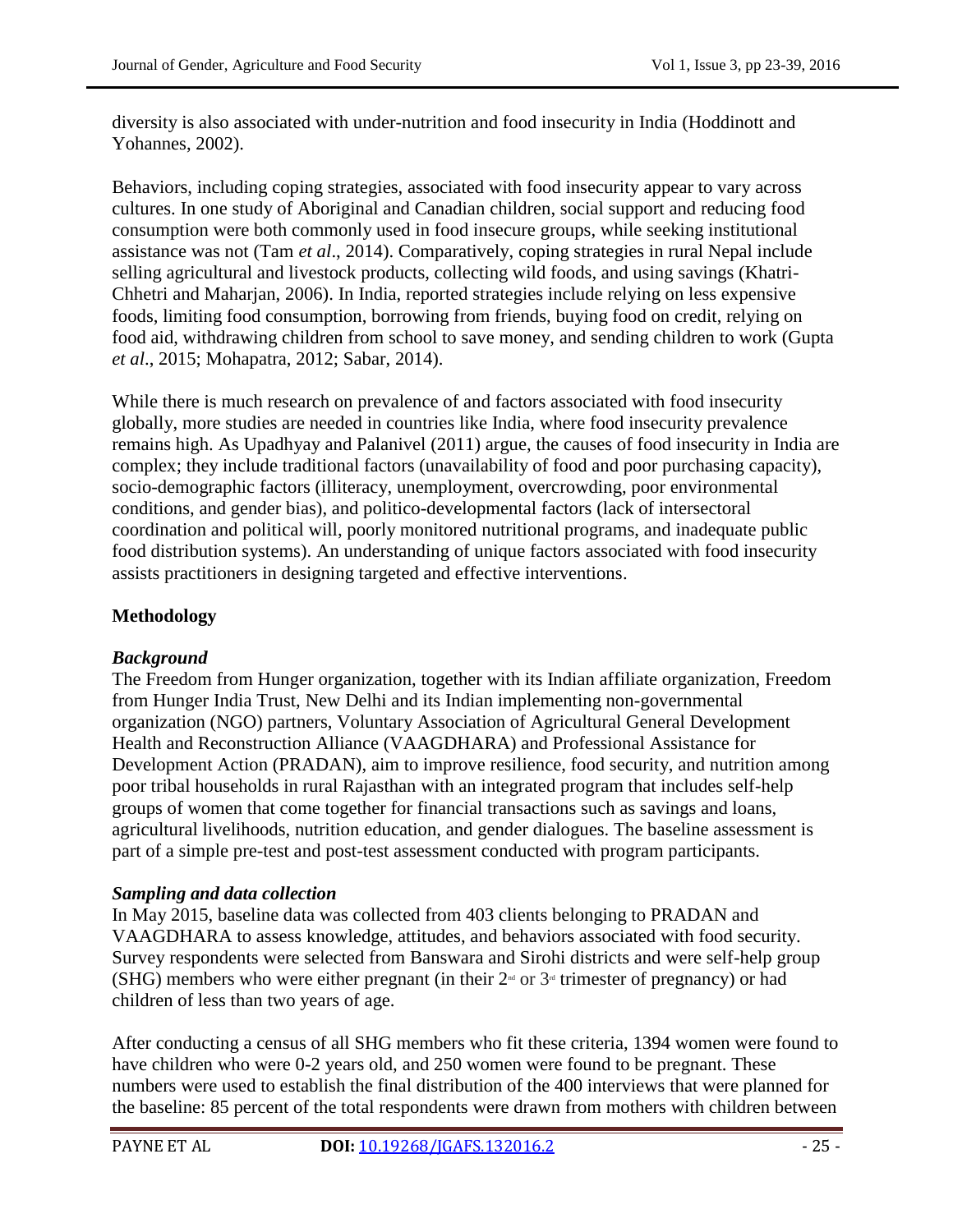diversity is also associated with under-nutrition and food insecurity in India (Hoddinott and Yohannes, 2002).

Behaviors, including coping strategies, associated with food insecurity appear to vary across cultures. In one study of Aboriginal and Canadian children, social support and reducing food consumption were both commonly used in food insecure groups, while seeking institutional assistance was not (Tam *et al*., 2014). Comparatively, coping strategies in rural Nepal include selling agricultural and livestock products, collecting wild foods, and using savings (Khatri-Chhetri and Maharjan, 2006). In India, reported strategies include relying on less expensive foods, limiting food consumption, borrowing from friends, buying food on credit, relying on food aid, withdrawing children from school to save money, and sending children to work (Gupta *et al*., 2015; Mohapatra, 2012; Sabar, 2014).

While there is much research on prevalence of and factors associated with food insecurity globally, more studies are needed in countries like India, where food insecurity prevalence remains high. As Upadhyay and Palanivel (2011) argue, the causes of food insecurity in India are complex; they include traditional factors (unavailability of food and poor purchasing capacity), socio-demographic factors (illiteracy, unemployment, overcrowding, poor environmental conditions, and gender bias), and politico-developmental factors (lack of intersectoral coordination and political will, poorly monitored nutritional programs, and inadequate public food distribution systems). An understanding of unique factors associated with food insecurity assists practitioners in designing targeted and effective interventions.

## Methodology

### *Background*

The Freedom from Hunger organization, together with its Indian affiliate organization, Freedom from Hunger India Trust, New Delhi and its Indian implementing non-governmental organization (NGO) partners, Voluntary Association of Agricultural General Development Health and Reconstruction Alliance (VAAGDHARA) and Professional Assistance for Development Action (PRADAN), aim to improve resilience, food security, and nutrition among poor tribal households in rural Rajasthan with an integrated program that includes self-help groups of women that come together for financial transactions such as savings and loans, agricultural livelihoods, nutrition education, and gender dialogues. The baseline assessment is part of a simple pre-test and post-test assessment conducted with program participants.

### *Sampling and data collection*

In May 2015, baseline data was collected from 403 clients belonging to PRADAN and VAAGDHARA to assess knowledge, attitudes, and behaviors associated with food security. Survey respondents were selected from Banswara and Sirohi districts and were self-help group (SHG) members who were either pregnant (in their 2nd or 3rd trimester of pregnancy) or had children of less than two years of age.

After conducting a census of all SHG members who fit these criteria, 1394 women were found to have children who were 0-2 years old, and 250 women were found to be pregnant. These numbers were used to establish the final distribution of the 400 interviews that were planned for the baseline: 85 percent of the total respondents were drawn from mothers with children between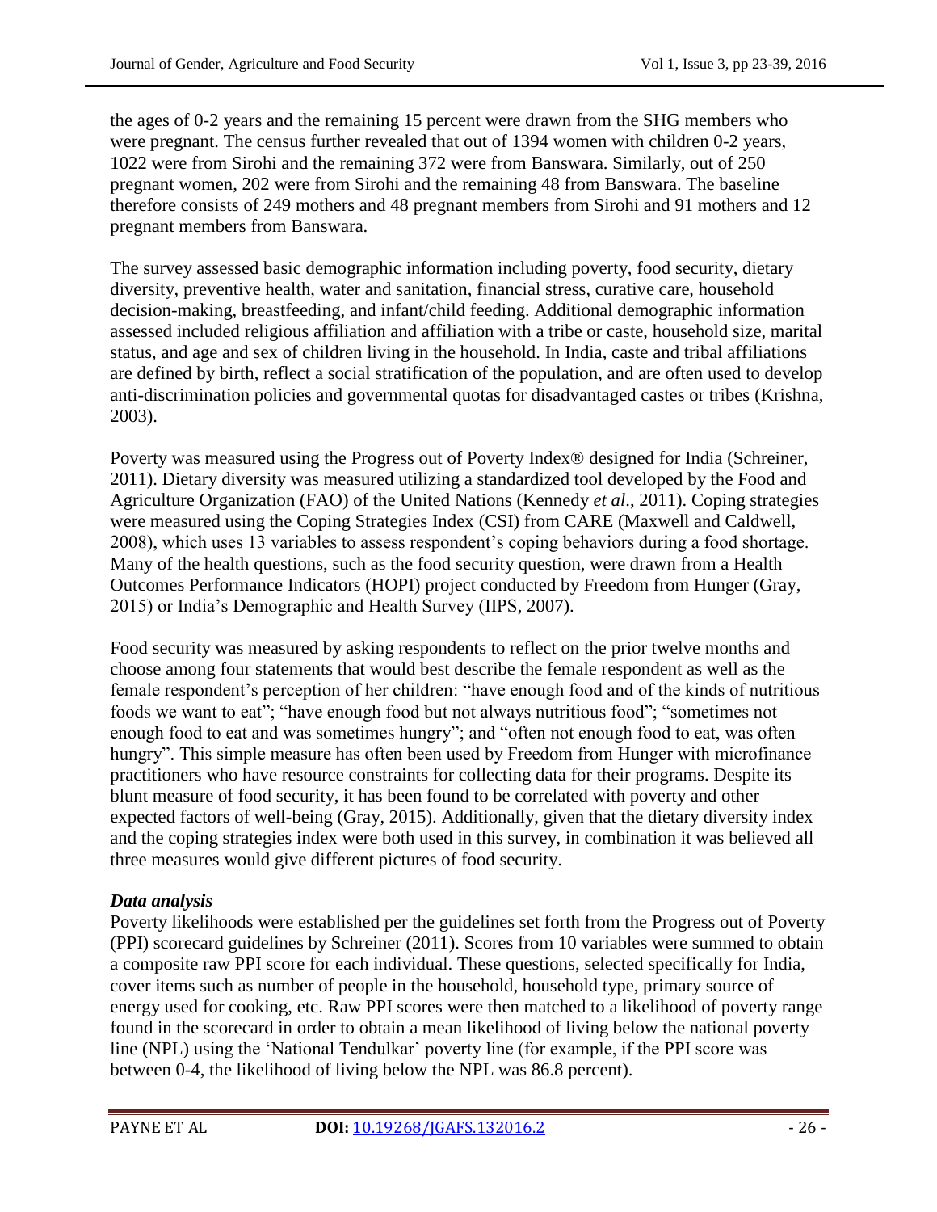the ages of 0-2 years and the remaining 15 percent were drawn from the SHG members who were pregnant. The census further revealed that out of 1394 women with children 0-2 years, 1022 were from Sirohi and the remaining 372 were from Banswara. Similarly, out of 250 pregnant women, 202 were from Sirohi and the remaining 48 from Banswara. The baseline therefore consists of 249 mothers and 48 pregnant members from Sirohi and 91 mothers and 12 pregnant members from Banswara.

The survey assessed basic demographic information including poverty, food security, dietary diversity, preventive health, water and sanitation, financial stress, curative care, household decision-making, breastfeeding, and infant/child feeding. Additional demographic information assessed included religious affiliation and affiliation with a tribe or caste, household size, marital status, and age and sex of children living in the household. In India, caste and tribal affiliations are defined by birth, reflect a social stratification of the population, and are often used to develop anti-discrimination policies and governmental quotas for disadvantaged castes or tribes (Krishna, 2003).

Poverty was measured using the Progress out of Poverty Index® designed for India (Schreiner, 2011). Dietary diversity was measured utilizing a standardized tool developed by the Food and Agriculture Organization (FAO) of the United Nations (Kennedy *et al*., 2011). Coping strategies were measured using the Coping Strategies Index (CSI) from CARE (Maxwell and Caldwell, 2008), which uses 13 variables to assess respondent's coping behaviors during a food shortage. Many of the health questions, such as the food security question, were drawn from a Health Outcomes Performance Indicators (HOPI) project conducted by Freedom from Hunger (Gray, 2015) or India's Demographic and Health Survey (IIPS, 2007).

Food security was measured by asking respondents to reflect on the prior twelve months and choose among four statements that would best describe the female respondent as well as the female respondent's perception of her children: "have enough food and of the kinds of nutritious foods we want to eat"; "have enough food but not always nutritious food"; "sometimes not enough food to eat and was sometimes hungry"; and "often not enough food to eat, was often hungry". This simple measure has often been used by Freedom from Hunger with microfinance practitioners who have resource constraints for collecting data for their programs. Despite its blunt measure of food security, it has been found to be correlated with poverty and other expected factors of well-being (Gray, 2015). Additionally, given that the dietary diversity index and the coping strategies index were both used in this survey, in combination it was believed all three measures would give different pictures of food security.

### *Data analysis*

Poverty likelihoods were established per the guidelines set forth from the Progress out of Poverty (PPI) scorecard guidelines by Schreiner (2011). Scores from 10 variables were summed to obtain a composite raw PPI score for each individual. These questions, selected specifically for India, cover items such as number of people in the household, household type, primary source of energy used for cooking, etc. Raw PPI scores were then matched to a likelihood of poverty range found in the scorecard in order to obtain a mean likelihood of living below the national poverty line (NPL) using the 'National Tendulkar' poverty line (for example, if the PPI score was between 0-4, the likelihood of living below the NPL was 86.8 percent).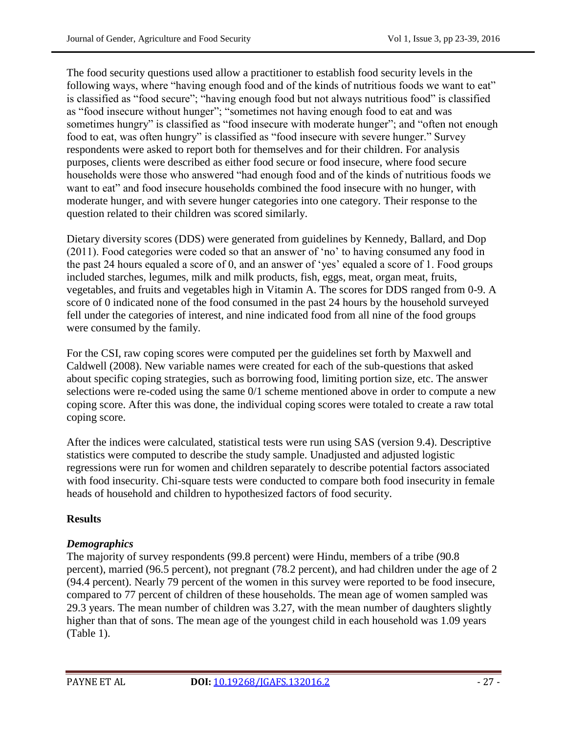The food security questions used allow a practitioner to establish food security levels in the following ways, where "having enough food and of the kinds of nutritious foods we want to eat" is classified as "food secure"; "having enough food but not always nutritious food" is classified as "food insecure without hunger"; "sometimes not having enough food to eat and was sometimes hungry" is classified as "food insecure with moderate hunger"; and "often not enough food to eat, was often hungry" is classified as "food insecure with severe hunger." Survey respondents were asked to report both for themselves and for their children. For analysis purposes, clients were described as either food secure or food insecure, where food secure households were those who answered "had enough food and of the kinds of nutritious foods we want to eat" and food insecure households combined the food insecure with no hunger, with moderate hunger, and with severe hunger categories into one category. Their response to the question related to their children was scored similarly.

Dietary diversity scores (DDS) were generated from guidelines by Kennedy, Ballard, and Dop (2011). Food categories were coded so that an answer of 'no' to having consumed any food in the past 24 hours equaled a score of 0, and an answer of 'yes' equaled a score of 1. Food groups included starches, legumes, milk and milk products, fish, eggs, meat, organ meat, fruits, vegetables, and fruits and vegetables high in Vitamin A. The scores for DDS ranged from 0-9. A score of 0 indicated none of the food consumed in the past 24 hours by the household surveyed fell under the categories of interest, and nine indicated food from all nine of the food groups were consumed by the family.

For the CSI, raw coping scores were computed per the guidelines set forth by Maxwell and Caldwell (2008). New variable names were created for each of the sub-questions that asked about specific coping strategies, such as borrowing food, limiting portion size, etc. The answer selections were re-coded using the same 0/1 scheme mentioned above in order to compute a new coping score. After this was done, the individual coping scores were totaled to create a raw total coping score.

After the indices were calculated, statistical tests were run using SAS (version 9.4). Descriptive statistics were computed to describe the study sample. Unadjusted and adjusted logistic regressions were run for women and children separately to describe potential factors associated with food insecurity. Chi-square tests were conducted to compare both food insecurity in female heads of household and children to hypothesized factors of food security.

## Results

### *Demographics*

The majority of survey respondents (99.8 percent) were Hindu, members of a tribe (90.8 percent), married (96.5 percent), not pregnant (78.2 percent), and had children under the age of 2 (94.4 percent). Nearly 79 percent of the women in this survey were reported to be food insecure, compared to 77 percent of children of these households. The mean age of women sampled was 29.3 years. The mean number of children was 3.27, with the mean number of daughters slightly higher than that of sons. The mean age of the youngest child in each household was 1.09 years (Table 1).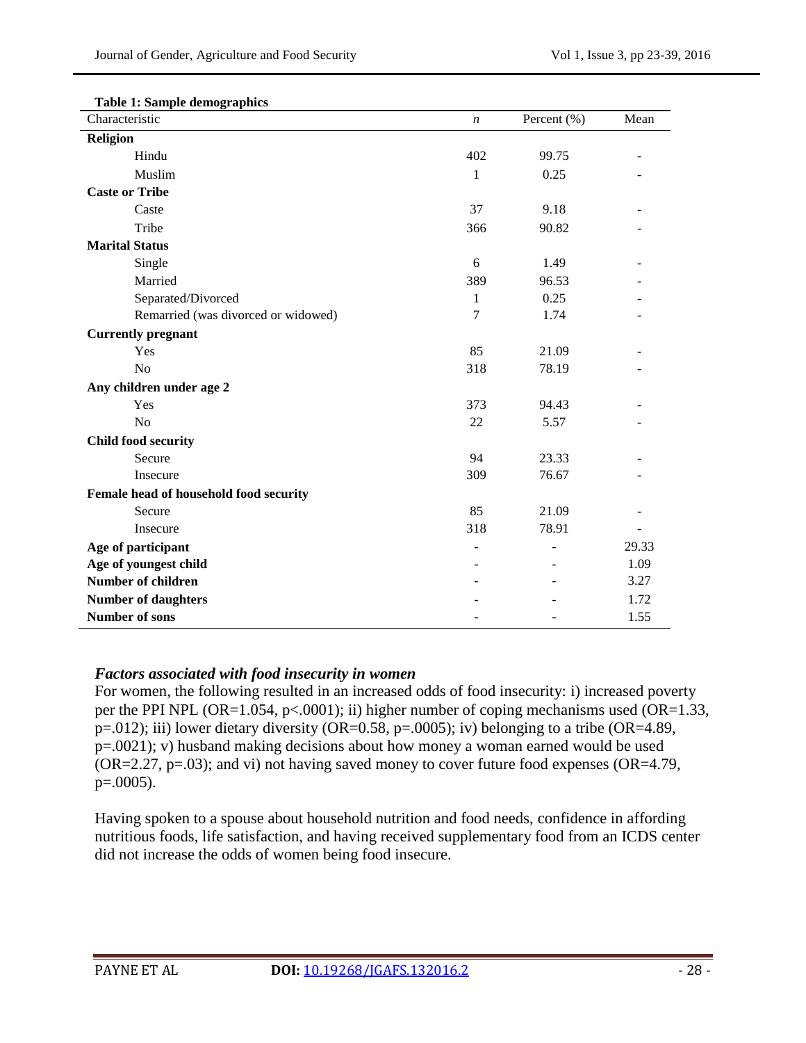**Table 1: Sample demographics**

| Characteristic | *n* | Percent (%) | Mean |
|---|---|---|---|
| **Religion** | | | |
| Hindu | 402 | 99.75 | - |
| Muslim | 1 | 0.25 | - |
| **Caste or Tribe** | | | |
| Caste | 37 | 9.18 | - |
| Tribe | 366 | 90.82 | - |
| **Marital Status** | | | |
| Single | 6 | 1.49 | - |
| Married | 389 | 96.53 | - |
| Separated/Divorced | 1 | 0.25 | - |
| Remarried (was divorced or widowed) | 7 | 1.74 | - |
| **Currently pregnant** | | | |
| Yes | 85 | 21.09 | - |
| No | 318 | 78.19 | - |
| **Any children under age 2** | | | |
| Yes | 373 | 94.43 | - |
| No | 22 | 5.57 | - |
| **Child food security** | | | |
| Secure | 94 | 23.33 | - |
| Insecure | 309 | 76.67 | - |
| **Female head of household food security** | | | |
| Secure | 85 | 21.09 | - |
| Insecure | 318 | 78.91 | - |
| **Age of participant** | - | - | 29.33 |
| **Age of youngest child** | - | - | 1.09 |
| **Number of children** | - | - | 3.27 |
| **Number of daughters** | - | - | 1.72 |
| **Number of sons** | - | - | 1.55 |

### *Factors associated with food insecurity in women*

For women, the following resulted in an increased odds of food insecurity: i) increased poverty per the PPI NPL (OR=1.054, p<.0001); ii) higher number of coping mechanisms used (OR=1.33, p=.012); iii) lower dietary diversity (OR=0.58, p=.0005); iv) belonging to a tribe (OR=4.89, p=.0021); v) husband making decisions about how money a woman earned would be used (OR=2.27, p=.03); and vi) not having saved money to cover future food expenses (OR=4.79, p=.0005).

Having spoken to a spouse about household nutrition and food needs, confidence in affording nutritious foods, life satisfaction, and having received supplementary food from an ICDS center did not increase the odds of women being food insecure.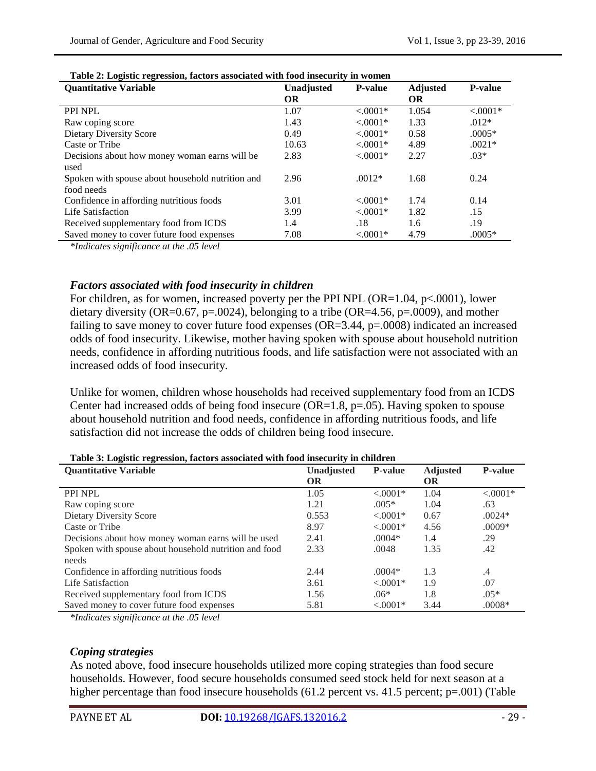**Table 2: Logistic regression, factors associated with food insecurity in women**

| Quantitative Variable | Unadjusted OR | P-value | Adjusted OR | P-value |
|---|---|---|---|---|
| PPI NPL | 1.07 | <.0001* | 1.054 | <.0001* |
| Raw coping score | 1.43 | <.0001* | 1.33 | .012* |
| Dietary Diversity Score | 0.49 | <.0001* | 0.58 | .0005* |
| Caste or Tribe | 10.63 | <.0001* | 4.89 | .0021* |
| Decisions about how money woman earns will be used | 2.83 | <.0001* | 2.27 | .03* |
| Spoken with spouse about household nutrition and food needs | 2.96 | .0012* | 1.68 | 0.24 |
| Confidence in affording nutritious foods | 3.01 | <.0001* | 1.74 | 0.14 |
| Life Satisfaction | 3.99 | <.0001* | 1.82 | .15 |
| Received supplementary food from ICDS | 1.4 | .18 | 1.6 | .19 |
| Saved money to cover future food expenses | 7.08 | <.0001* | 4.79 | .0005* |

*\*Indicates significance at the .05 level*

### *Factors associated with food insecurity in children*

For children, as for women, increased poverty per the PPI NPL (OR=1.04, p<.0001), lower dietary diversity (OR=0.67, p=.0024), belonging to a tribe (OR=4.56, p=.0009), and mother failing to save money to cover future food expenses (OR=3.44, p=.0008) indicated an increased odds of food insecurity. Likewise, mother having spoken with spouse about household nutrition needs, confidence in affording nutritious foods, and life satisfaction were not associated with an increased odds of food insecurity.

Unlike for women, children whose households had received supplementary food from an ICDS Center had increased odds of being food insecure (OR=1.8, p=.05). Having spoken to spouse about household nutrition and food needs, confidence in affording nutritious foods, and life satisfaction did not increase the odds of children being food insecure.

**Table 3: Logistic regression, factors associated with food insecurity in children**

| Quantitative Variable | Unadjusted OR | P-value | Adjusted OR | P-value |
|---|---|---|---|---|
| PPI NPL | 1.05 | <.0001* | 1.04 | <.0001* |
| Raw coping score | 1.21 | .005* | 1.04 | .63 |
| Dietary Diversity Score | 0.553 | <.0001* | 0.67 | .0024* |
| Caste or Tribe | 8.97 | <.0001* | 4.56 | .0009* |
| Decisions about how money woman earns will be used | 2.41 | .0004* | 1.4 | .29 |
| Spoken with spouse about household nutrition and food needs | 2.33 | .0048 | 1.35 | .42 |
| Confidence in affording nutritious foods | 2.44 | .0004* | 1.3 | .4 |
| Life Satisfaction | 3.61 | <.0001* | 1.9 | .07 |
| Received supplementary food from ICDS | 1.56 | .06* | 1.8 | .05* |
| Saved money to cover future food expenses | 5.81 | <.0001* | 3.44 | .0008* |

*\*Indicates significance at the .05 level*

### *Coping strategies*

As noted above, food insecure households utilized more coping strategies than food secure households. However, food secure households consumed seed stock held for next season at a higher percentage than food insecure households (61.2 percent vs. 41.5 percent; p=.001) (Table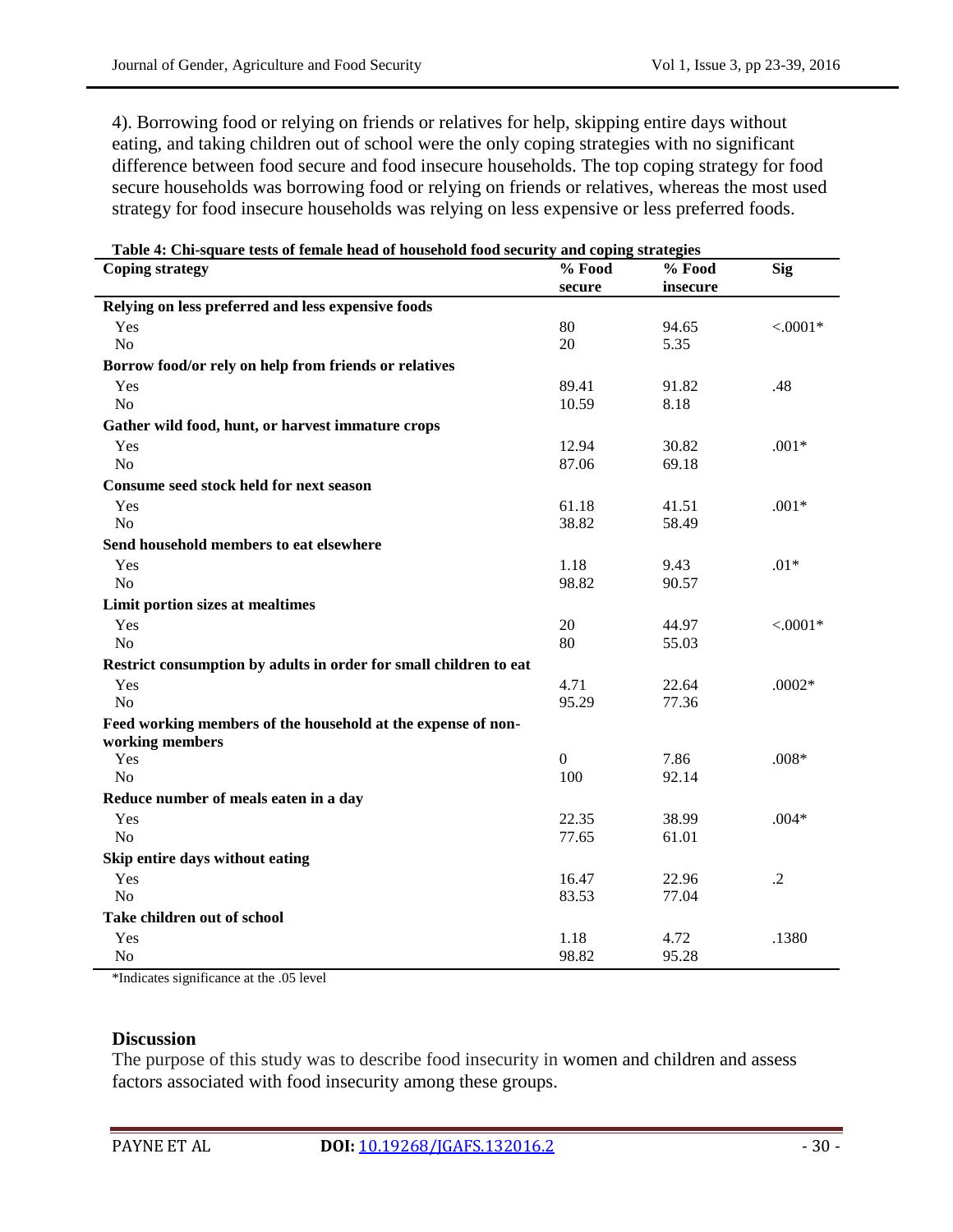4). Borrowing food or relying on friends or relatives for help, skipping entire days without eating, and taking children out of school were the only coping strategies with no significant difference between food secure and food insecure households. The top coping strategy for food secure households was borrowing food or relying on friends or relatives, whereas the most used strategy for food insecure households was relying on less expensive or less preferred foods.

**Table 4: Chi-square tests of female head of household food security and coping strategies**

| Coping strategy | % Food secure | % Food insecure | Sig |
|---|---|---|---|
| **Relying on less preferred and less expensive foods** | | | |
| Yes | 80 | 94.65 | <.0001* |
| No | 20 | 5.35 | |
| **Borrow food/or rely on help from friends or relatives** | | | |
| Yes | 89.41 | 91.82 | .48 |
| No | 10.59 | 8.18 | |
| **Gather wild food, hunt, or harvest immature crops** | | | |
| Yes | 12.94 | 30.82 | .001* |
| No | 87.06 | 69.18 | |
| **Consume seed stock held for next season** | | | |
| Yes | 61.18 | 41.51 | .001* |
| No | 38.82 | 58.49 | |
| **Send household members to eat elsewhere** | | | |
| Yes | 1.18 | 9.43 | .01* |
| No | 98.82 | 90.57 | |
| **Limit portion sizes at mealtimes** | | | |
| Yes | 20 | 44.97 | <.0001* |
| No | 80 | 55.03 | |
| **Restrict consumption by adults in order for small children to eat** | | | |
| Yes | 4.71 | 22.64 | .0002* |
| No | 95.29 | 77.36 | |
| **Feed working members of the household at the expense of non-working members** | | | |
| Yes | 0 | 7.86 | .008* |
| No | 100 | 92.14 | |
| **Reduce number of meals eaten in a day** | | | |
| Yes | 22.35 | 38.99 | .004* |
| No | 77.65 | 61.01 | |
| **Skip entire days without eating** | | | |
| Yes | 16.47 | 22.96 | .2 |
| No | 83.53 | 77.04 | |
| **Take children out of school** | | | |
| Yes | 1.18 | 4.72 | .1380 |
| No | 98.82 | 95.28 | |

*Indicates significance at the .05 level

## Discussion

The purpose of this study was to describe food insecurity in women and children and assess factors associated with food insecurity among these groups.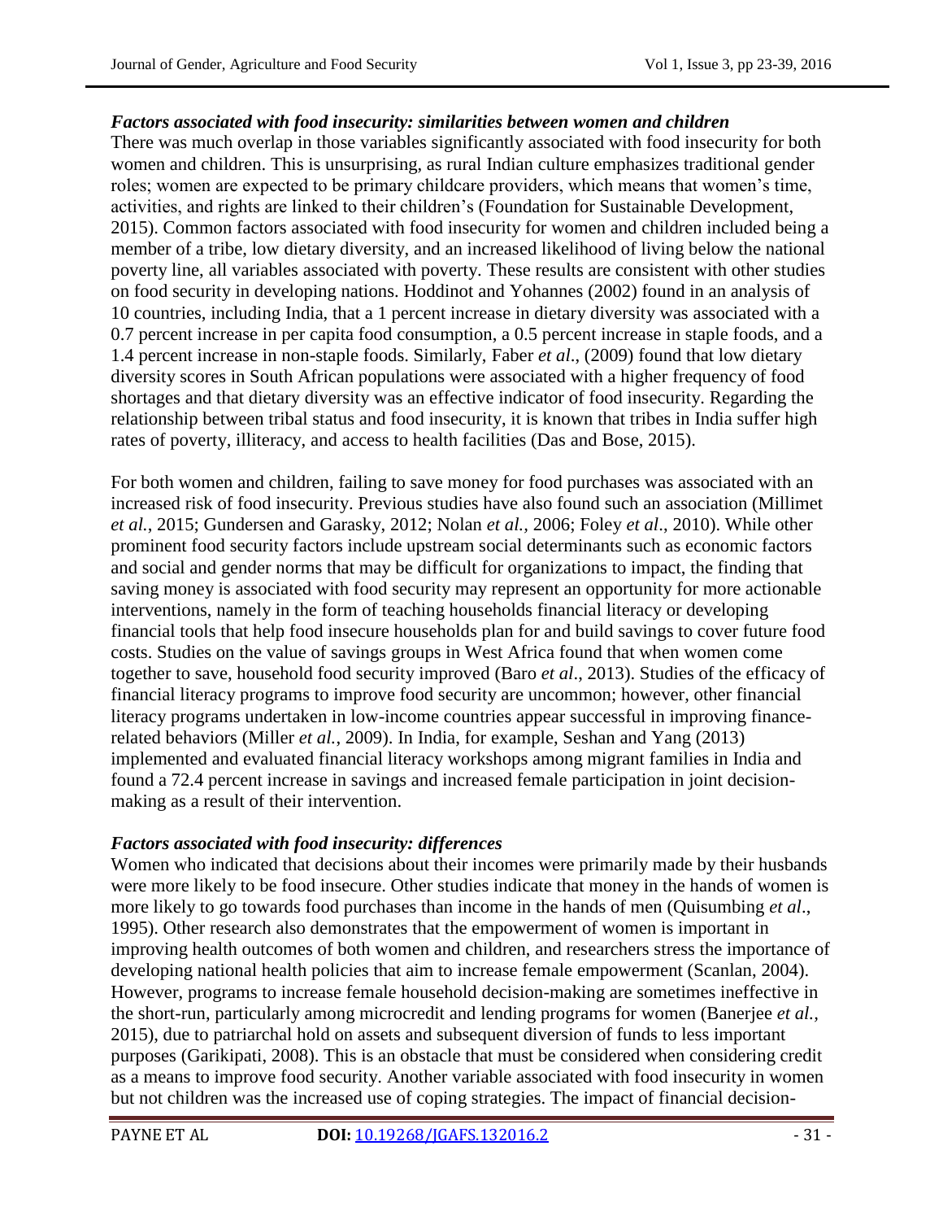### *Factors associated with food insecurity: similarities between women and children*

There was much overlap in those variables significantly associated with food insecurity for both women and children. This is unsurprising, as rural Indian culture emphasizes traditional gender roles; women are expected to be primary childcare providers, which means that women's time, activities, and rights are linked to their children's (Foundation for Sustainable Development, 2015). Common factors associated with food insecurity for women and children included being a member of a tribe, low dietary diversity, and an increased likelihood of living below the national poverty line, all variables associated with poverty. These results are consistent with other studies on food security in developing nations. Hoddinot and Yohannes (2002) found in an analysis of 10 countries, including India, that a 1 percent increase in dietary diversity was associated with a 0.7 percent increase in per capita food consumption, a 0.5 percent increase in staple foods, and a 1.4 percent increase in non-staple foods. Similarly, Faber *et al*., (2009) found that low dietary diversity scores in South African populations were associated with a higher frequency of food shortages and that dietary diversity was an effective indicator of food insecurity. Regarding the relationship between tribal status and food insecurity, it is known that tribes in India suffer high rates of poverty, illiteracy, and access to health facilities (Das and Bose, 2015).

For both women and children, failing to save money for food purchases was associated with an increased risk of food insecurity. Previous studies have also found such an association (Millimet *et al.*, 2015; Gundersen and Garasky, 2012; Nolan *et al.*, 2006; Foley *et al*., 2010). While other prominent food security factors include upstream social determinants such as economic factors and social and gender norms that may be difficult for organizations to impact, the finding that saving money is associated with food security may represent an opportunity for more actionable interventions, namely in the form of teaching households financial literacy or developing financial tools that help food insecure households plan for and build savings to cover future food costs. Studies on the value of savings groups in West Africa found that when women come together to save, household food security improved (Baro *et al*., 2013). Studies of the efficacy of financial literacy programs to improve food security are uncommon; however, other financial literacy programs undertaken in low-income countries appear successful in improving finance-related behaviors (Miller *et al.*, 2009). In India, for example, Seshan and Yang (2013) implemented and evaluated financial literacy workshops among migrant families in India and found a 72.4 percent increase in savings and increased female participation in joint decision-making as a result of their intervention.

### *Factors associated with food insecurity: differences*

Women who indicated that decisions about their incomes were primarily made by their husbands were more likely to be food insecure. Other studies indicate that money in the hands of women is more likely to go towards food purchases than income in the hands of men (Quisumbing *et al*., 1995). Other research also demonstrates that the empowerment of women is important in improving health outcomes of both women and children, and researchers stress the importance of developing national health policies that aim to increase female empowerment (Scanlan, 2004). However, programs to increase female household decision-making are sometimes ineffective in the short-run, particularly among microcredit and lending programs for women (Banerjee *et al.*, 2015), due to patriarchal hold on assets and subsequent diversion of funds to less important purposes (Garikipati, 2008). This is an obstacle that must be considered when considering credit as a means to improve food security. Another variable associated with food insecurity in women but not children was the increased use of coping strategies. The impact of financial decision-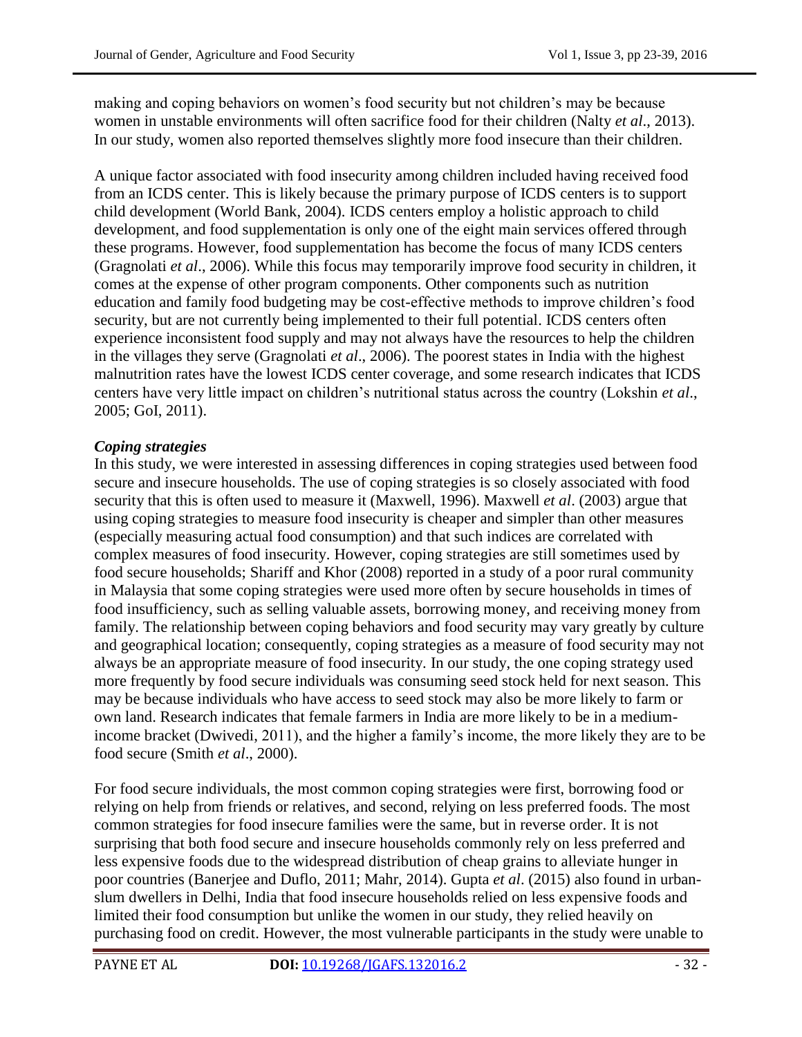making and coping behaviors on women's food security but not children's may be because women in unstable environments will often sacrifice food for their children (Nalty *et al*., 2013). In our study, women also reported themselves slightly more food insecure than their children.

A unique factor associated with food insecurity among children included having received food from an ICDS center. This is likely because the primary purpose of ICDS centers is to support child development (World Bank, 2004). ICDS centers employ a holistic approach to child development, and food supplementation is only one of the eight main services offered through these programs. However, food supplementation has become the focus of many ICDS centers (Gragnolati *et al*., 2006). While this focus may temporarily improve food security in children, it comes at the expense of other program components. Other components such as nutrition education and family food budgeting may be cost-effective methods to improve children's food security, but are not currently being implemented to their full potential. ICDS centers often experience inconsistent food supply and may not always have the resources to help the children in the villages they serve (Gragnolati *et al*., 2006). The poorest states in India with the highest malnutrition rates have the lowest ICDS center coverage, and some research indicates that ICDS centers have very little impact on children's nutritional status across the country (Lokshin *et al*., 2005; GoI, 2011).

***Coping strategies***

In this study, we were interested in assessing differences in coping strategies used between food secure and insecure households. The use of coping strategies is so closely associated with food security that this is often used to measure it (Maxwell, 1996). Maxwell *et al*. (2003) argue that using coping strategies to measure food insecurity is cheaper and simpler than other measures (especially measuring actual food consumption) and that such indices are correlated with complex measures of food insecurity. However, coping strategies are still sometimes used by food secure households; Shariff and Khor (2008) reported in a study of a poor rural community in Malaysia that some coping strategies were used more often by secure households in times of food insufficiency, such as selling valuable assets, borrowing money, and receiving money from family. The relationship between coping behaviors and food security may vary greatly by culture and geographical location; consequently, coping strategies as a measure of food security may not always be an appropriate measure of food insecurity. In our study, the one coping strategy used more frequently by food secure individuals was consuming seed stock held for next season. This may be because individuals who have access to seed stock may also be more likely to farm or own land. Research indicates that female farmers in India are more likely to be in a medium-income bracket (Dwivedi, 2011), and the higher a family's income, the more likely they are to be food secure (Smith *et al*., 2000).

For food secure individuals, the most common coping strategies were first, borrowing food or relying on help from friends or relatives, and second, relying on less preferred foods. The most common strategies for food insecure families were the same, but in reverse order. It is not surprising that both food secure and insecure households commonly rely on less preferred and less expensive foods due to the widespread distribution of cheap grains to alleviate hunger in poor countries (Banerjee and Duflo, 2011; Mahr, 2014). Gupta *et al*. (2015) also found in urban-slum dwellers in Delhi, India that food insecure households relied on less expensive foods and limited their food consumption but unlike the women in our study, they relied heavily on purchasing food on credit. However, the most vulnerable participants in the study were unable to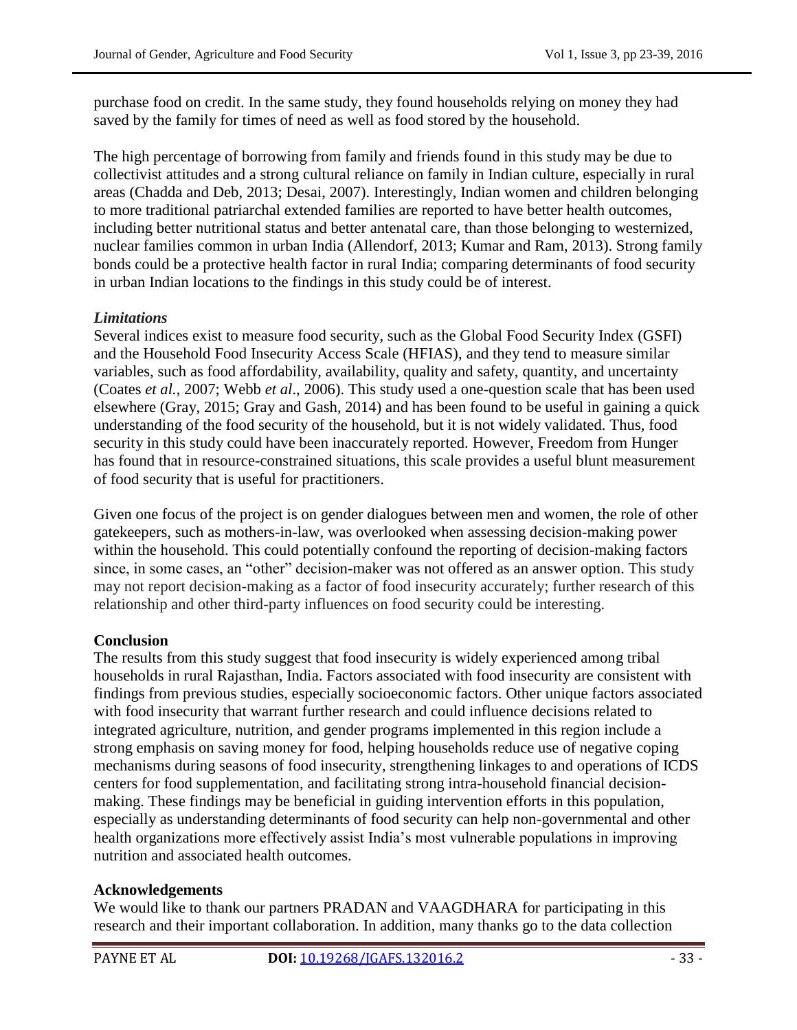purchase food on credit. In the same study, they found households relying on money they had saved by the family for times of need as well as food stored by the household.

The high percentage of borrowing from family and friends found in this study may be due to collectivist attitudes and a strong cultural reliance on family in Indian culture, especially in rural areas (Chadda and Deb, 2013; Desai, 2007). Interestingly, Indian women and children belonging to more traditional patriarchal extended families are reported to have better health outcomes, including better nutritional status and better antenatal care, than those belonging to westernized, nuclear families common in urban India (Allendorf, 2013; Kumar and Ram, 2013). Strong family bonds could be a protective health factor in rural India; comparing determinants of food security in urban Indian locations to the findings in this study could be of interest.

### *Limitations*

Several indices exist to measure food security, such as the Global Food Security Index (GSFI) and the Household Food Insecurity Access Scale (HFIAS), and they tend to measure similar variables, such as food affordability, availability, quality and safety, quantity, and uncertainty (Coates *et al.*, 2007; Webb *et al*., 2006). This study used a one-question scale that has been used elsewhere (Gray, 2015; Gray and Gash, 2014) and has been found to be useful in gaining a quick understanding of the food security of the household, but it is not widely validated. Thus, food security in this study could have been inaccurately reported. However, Freedom from Hunger has found that in resource-constrained situations, this scale provides a useful blunt measurement of food security that is useful for practitioners.

Given one focus of the project is on gender dialogues between men and women, the role of other gatekeepers, such as mothers-in-law, was overlooked when assessing decision-making power within the household. This could potentially confound the reporting of decision-making factors since, in some cases, an "other" decision-maker was not offered as an answer option. This study may not report decision-making as a factor of food insecurity accurately; further research of this relationship and other third-party influences on food security could be interesting.

## Conclusion

The results from this study suggest that food insecurity is widely experienced among tribal households in rural Rajasthan, India. Factors associated with food insecurity are consistent with findings from previous studies, especially socioeconomic factors. Other unique factors associated with food insecurity that warrant further research and could influence decisions related to integrated agriculture, nutrition, and gender programs implemented in this region include a strong emphasis on saving money for food, helping households reduce use of negative coping mechanisms during seasons of food insecurity, strengthening linkages to and operations of ICDS centers for food supplementation, and facilitating strong intra-household financial decision-making. These findings may be beneficial in guiding intervention efforts in this population, especially as understanding determinants of food security can help non-governmental and other health organizations more effectively assist India's most vulnerable populations in improving nutrition and associated health outcomes.

## Acknowledgements

We would like to thank our partners PRADAN and VAAGDHARA for participating in this research and their important collaboration. In addition, many thanks go to the data collection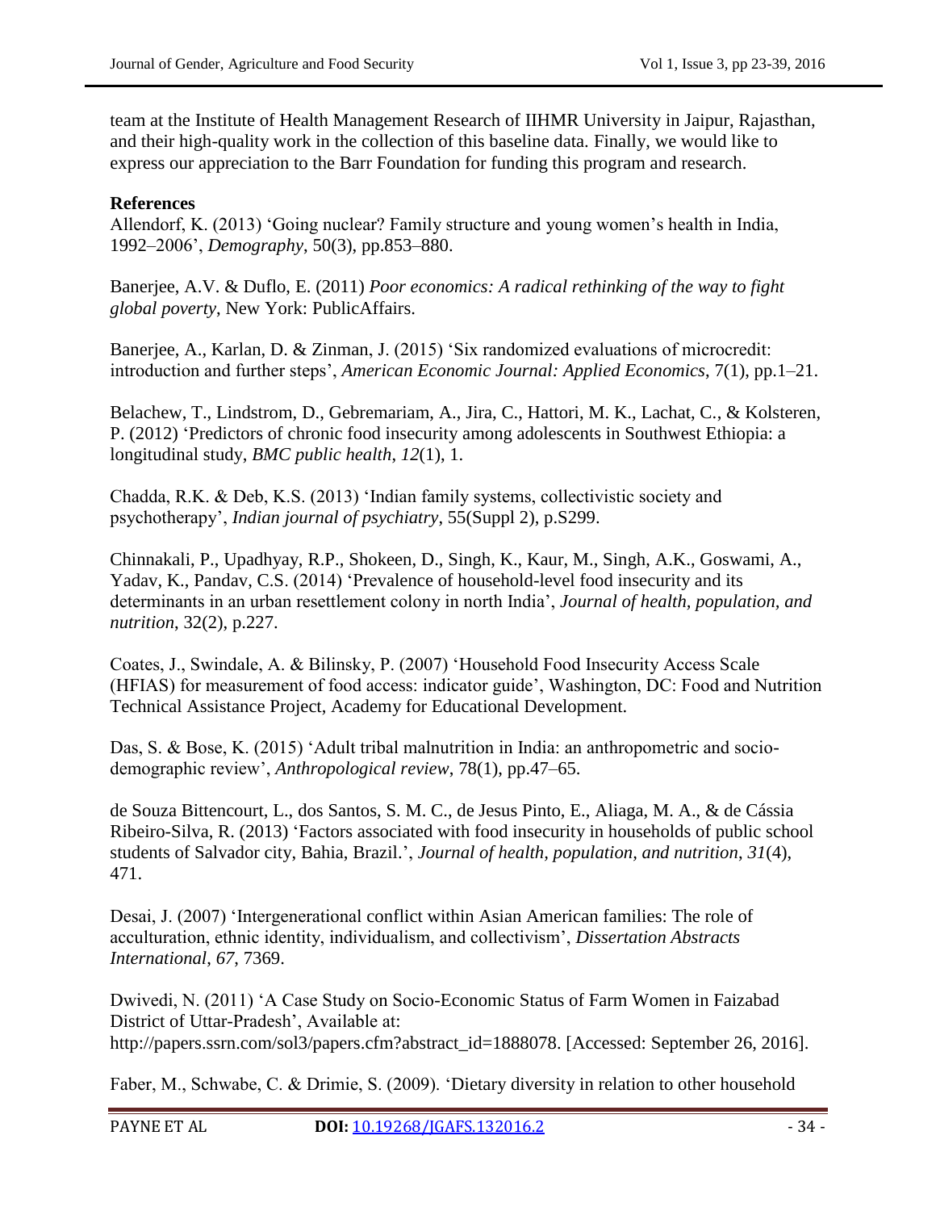team at the Institute of Health Management Research of IIHMR University in Jaipur, Rajasthan, and their high-quality work in the collection of this baseline data. Finally, we would like to express our appreciation to the Barr Foundation for funding this program and research.

**References**

Allendorf, K. (2013) 'Going nuclear? Family structure and young women's health in India, 1992–2006', *Demography*, 50(3), pp.853–880.

Banerjee, A.V. & Duflo, E. (2011) *Poor economics: A radical rethinking of the way to fight global poverty*, New York: PublicAffairs.

Banerjee, A., Karlan, D. & Zinman, J. (2015) 'Six randomized evaluations of microcredit: introduction and further steps', *American Economic Journal: Applied Economics*, 7(1), pp.1–21.

Belachew, T., Lindstrom, D., Gebremariam, A., Jira, C., Hattori, M. K., Lachat, C., & Kolsteren, P. (2012) 'Predictors of chronic food insecurity among adolescents in Southwest Ethiopia: a longitudinal study, *BMC public health*, *12*(1), 1.

Chadda, R.K. & Deb, K.S. (2013) 'Indian family systems, collectivistic society and psychotherapy', *Indian journal of psychiatry*, 55(Suppl 2), p.S299.

Chinnakali, P., Upadhyay, R.P., Shokeen, D., Singh, K., Kaur, M., Singh, A.K., Goswami, A., Yadav, K., Pandav, C.S. (2014) 'Prevalence of household-level food insecurity and its determinants in an urban resettlement colony in north India', *Journal of health, population, and nutrition*, 32(2), p.227.

Coates, J., Swindale, A. & Bilinsky, P. (2007) 'Household Food Insecurity Access Scale (HFIAS) for measurement of food access: indicator guide', Washington, DC: Food and Nutrition Technical Assistance Project, Academy for Educational Development.

Das, S. & Bose, K. (2015) 'Adult tribal malnutrition in India: an anthropometric and socio-demographic review', *Anthropological review*, 78(1), pp.47–65.

de Souza Bittencourt, L., dos Santos, S. M. C., de Jesus Pinto, E., Aliaga, M. A., & de Cássia Ribeiro-Silva, R. (2013) 'Factors associated with food insecurity in households of public school students of Salvador city, Bahia, Brazil.', *Journal of health, population, and nutrition*, *31*(4), 471.

Desai, J. (2007) 'Intergenerational conflict within Asian American families: The role of acculturation, ethnic identity, individualism, and collectivism', *Dissertation Abstracts International*, *67*, 7369.

Dwivedi, N. (2011) 'A Case Study on Socio-Economic Status of Farm Women in Faizabad District of Uttar-Pradesh', Available at: http://papers.ssrn.com/sol3/papers.cfm?abstract_id=1888078. [Accessed: September 26, 2016].

Faber, M., Schwabe, C. & Drimie, S. (2009). 'Dietary diversity in relation to other household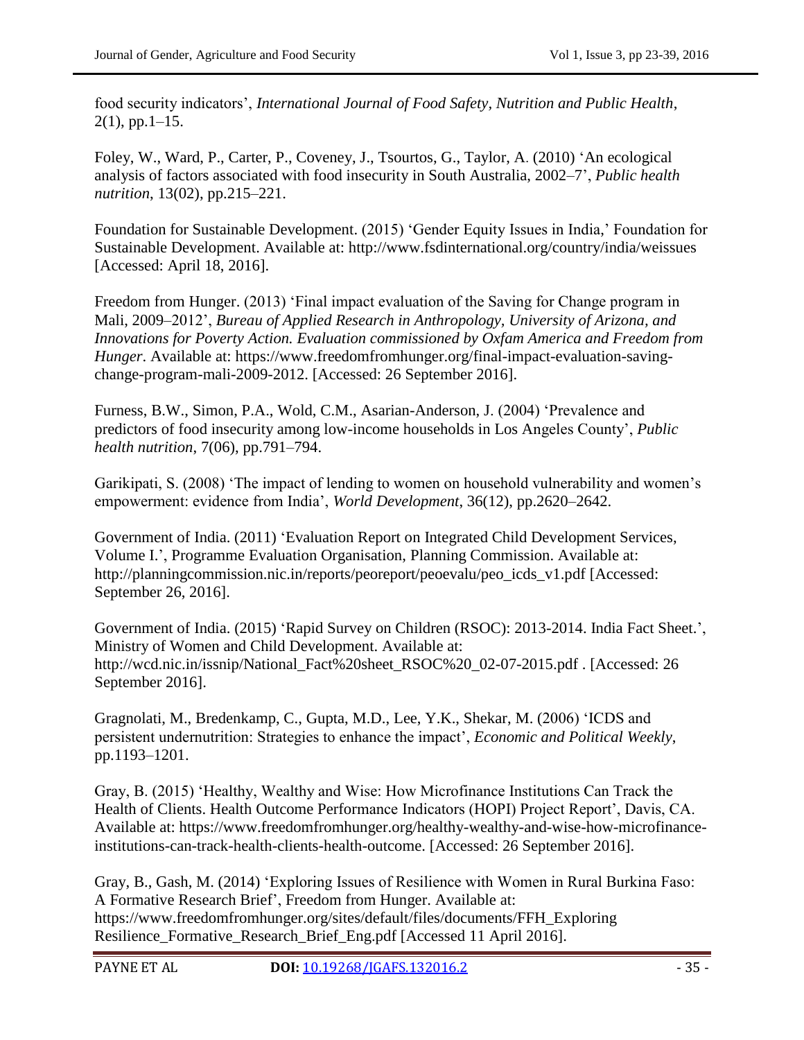food security indicators', *International Journal of Food Safety, Nutrition and Public Health*, 2(1), pp.1–15.

Foley, W., Ward, P., Carter, P., Coveney, J., Tsourtos, G., Taylor, A. (2010) 'An ecological analysis of factors associated with food insecurity in South Australia, 2002–7', *Public health nutrition*, 13(02), pp.215–221.

Foundation for Sustainable Development. (2015) 'Gender Equity Issues in India,' Foundation for Sustainable Development. Available at: http://www.fsdinternational.org/country/india/weissues [Accessed: April 18, 2016].

Freedom from Hunger. (2013) 'Final impact evaluation of the Saving for Change program in Mali, 2009–2012', *Bureau of Applied Research in Anthropology, University of Arizona, and Innovations for Poverty Action. Evaluation commissioned by Oxfam America and Freedom from Hunger*. Available at: https://www.freedomfromhunger.org/final-impact-evaluation-saving-change-program-mali-2009-2012. [Accessed: 26 September 2016].

Furness, B.W., Simon, P.A., Wold, C.M., Asarian-Anderson, J. (2004) 'Prevalence and predictors of food insecurity among low-income households in Los Angeles County', *Public health nutrition*, 7(06), pp.791–794.

Garikipati, S. (2008) 'The impact of lending to women on household vulnerability and women's empowerment: evidence from India', *World Development*, 36(12), pp.2620–2642.

Government of India. (2011) 'Evaluation Report on Integrated Child Development Services, Volume I.', Programme Evaluation Organisation, Planning Commission. Available at: http://planningcommission.nic.in/reports/peoreport/peoevalu/peo_icds_v1.pdf [Accessed: September 26, 2016].

Government of India. (2015) 'Rapid Survey on Children (RSOC): 2013-2014. India Fact Sheet.', Ministry of Women and Child Development. Available at: http://wcd.nic.in/issnip/National_Fact%20sheet_RSOC%20_02-07-2015.pdf . [Accessed: 26 September 2016].

Gragnolati, M., Bredenkamp, C., Gupta, M.D., Lee, Y.K., Shekar, M. (2006) 'ICDS and persistent undernutrition: Strategies to enhance the impact', *Economic and Political Weekly*, pp.1193–1201.

Gray, B. (2015) 'Healthy, Wealthy and Wise: How Microfinance Institutions Can Track the Health of Clients. Health Outcome Performance Indicators (HOPI) Project Report', Davis, CA. Available at: https://www.freedomfromhunger.org/healthy-wealthy-and-wise-how-microfinance-institutions-can-track-health-clients-health-outcome. [Accessed: 26 September 2016].

Gray, B., Gash, M. (2014) 'Exploring Issues of Resilience with Women in Rural Burkina Faso: A Formative Research Brief', Freedom from Hunger. Available at: https://www.freedomfromhunger.org/sites/default/files/documents/FFH_Exploring Resilience_Formative_Research_Brief_Eng.pdf [Accessed 11 April 2016].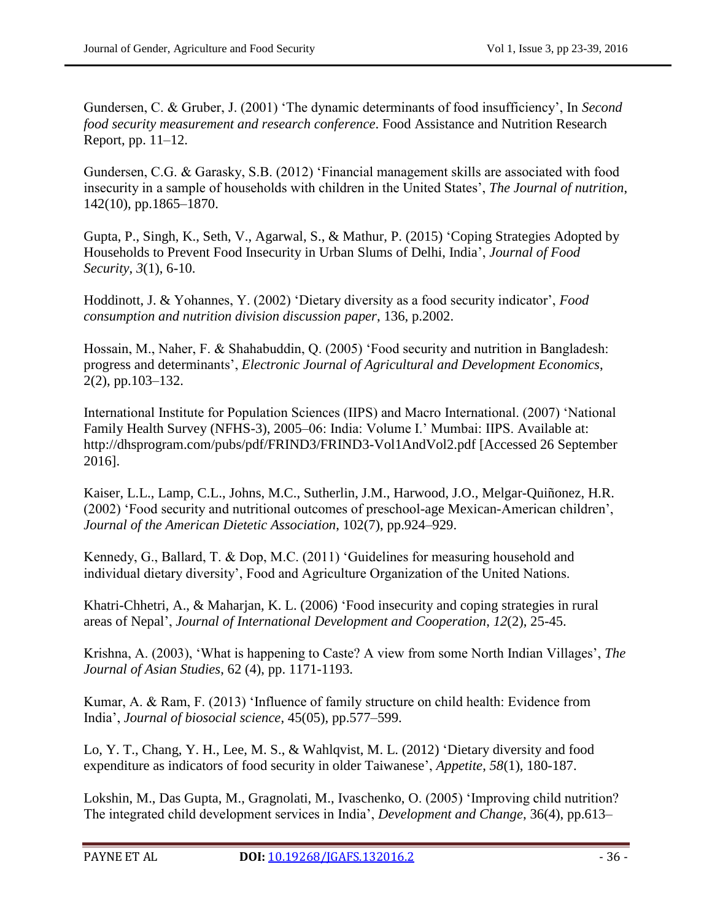Gundersen, C. & Gruber, J. (2001) 'The dynamic determinants of food insufficiency', In *Second food security measurement and research conference*. Food Assistance and Nutrition Research Report, pp. 11–12.

Gundersen, C.G. & Garasky, S.B. (2012) 'Financial management skills are associated with food insecurity in a sample of households with children in the United States', *The Journal of nutrition*, 142(10), pp.1865–1870.

Gupta, P., Singh, K., Seth, V., Agarwal, S., & Mathur, P. (2015) 'Coping Strategies Adopted by Households to Prevent Food Insecurity in Urban Slums of Delhi, India', *Journal of Food Security*, *3*(1), 6-10.

Hoddinott, J. & Yohannes, Y. (2002) 'Dietary diversity as a food security indicator', *Food consumption and nutrition division discussion paper*, 136, p.2002.

Hossain, M., Naher, F. & Shahabuddin, Q. (2005) 'Food security and nutrition in Bangladesh: progress and determinants', *Electronic Journal of Agricultural and Development Economics*, 2(2), pp.103–132.

International Institute for Population Sciences (IIPS) and Macro International. (2007) 'National Family Health Survey (NFHS-3), 2005–06: India: Volume I.' Mumbai: IIPS. Available at: http://dhsprogram.com/pubs/pdf/FRIND3/FRIND3-Vol1AndVol2.pdf [Accessed 26 September 2016].

Kaiser, L.L., Lamp, C.L., Johns, M.C., Sutherlin, J.M., Harwood, J.O., Melgar-Quiñonez, H.R. (2002) 'Food security and nutritional outcomes of preschool-age Mexican-American children', *Journal of the American Dietetic Association*, 102(7), pp.924–929.

Kennedy, G., Ballard, T. & Dop, M.C. (2011) 'Guidelines for measuring household and individual dietary diversity', Food and Agriculture Organization of the United Nations.

Khatri-Chhetri, A., & Maharjan, K. L. (2006) 'Food insecurity and coping strategies in rural areas of Nepal', *Journal of International Development and Cooperation*, *12*(2), 25-45.

Krishna, A. (2003), 'What is happening to Caste? A view from some North Indian Villages', *The Journal of Asian Studies*, 62 (4), pp. 1171-1193.

Kumar, A. & Ram, F. (2013) 'Influence of family structure on child health: Evidence from India', *Journal of biosocial science*, 45(05), pp.577–599.

Lo, Y. T., Chang, Y. H., Lee, M. S., & Wahlqvist, M. L. (2012) 'Dietary diversity and food expenditure as indicators of food security in older Taiwanese', *Appetite*, *58*(1), 180-187.

Lokshin, M., Das Gupta, M., Gragnolati, M., Ivaschenko, O. (2005) 'Improving child nutrition? The integrated child development services in India', *Development and Change*, 36(4), pp.613–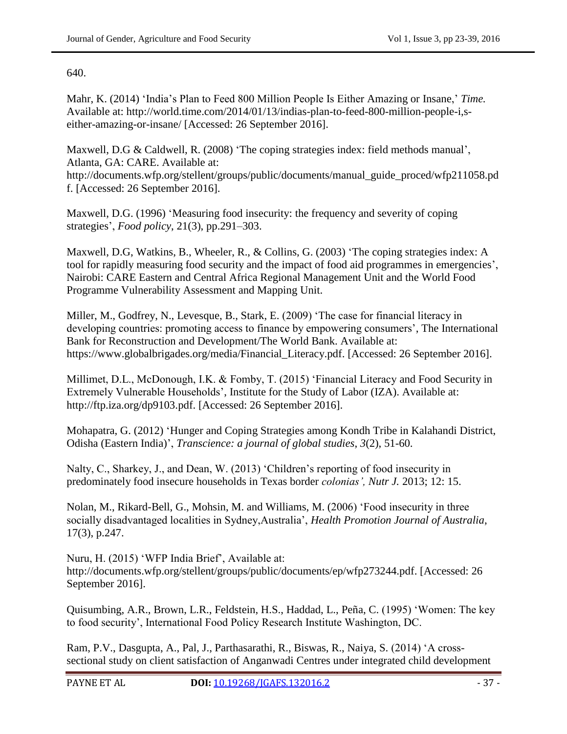640.

Mahr, K. (2014) 'India's Plan to Feed 800 Million People Is Either Amazing or Insane,' *Time.* Available at: http://world.time.com/2014/01/13/indias-plan-to-feed-800-million-people-i,s-either-amazing-or-insane/ [Accessed: 26 September 2016].

Maxwell, D.G & Caldwell, R. (2008) 'The coping strategies index: field methods manual', Atlanta, GA: CARE. Available at: http://documents.wfp.org/stellent/groups/public/documents/manual_guide_proced/wfp211058.pdf. [Accessed: 26 September 2016].

Maxwell, D.G. (1996) 'Measuring food insecurity: the frequency and severity of coping strategies', *Food policy*, 21(3), pp.291–303.

Maxwell, D.G, Watkins, B., Wheeler, R., & Collins, G. (2003) 'The coping strategies index: A tool for rapidly measuring food security and the impact of food aid programmes in emergencies', Nairobi: CARE Eastern and Central Africa Regional Management Unit and the World Food Programme Vulnerability Assessment and Mapping Unit.

Miller, M., Godfrey, N., Levesque, B., Stark, E. (2009) 'The case for financial literacy in developing countries: promoting access to finance by empowering consumers', The International Bank for Reconstruction and Development/The World Bank. Available at: https://www.globalbrigades.org/media/Financial_Literacy.pdf. [Accessed: 26 September 2016].

Millimet, D.L., McDonough, I.K. & Fomby, T. (2015) 'Financial Literacy and Food Security in Extremely Vulnerable Households', Institute for the Study of Labor (IZA). Available at: http://ftp.iza.org/dp9103.pdf. [Accessed: 26 September 2016].

Mohapatra, G. (2012) 'Hunger and Coping Strategies among Kondh Tribe in Kalahandi District, Odisha (Eastern India)', *Transcience: a journal of global studies*, *3*(2), 51-60.

Nalty, C., Sharkey, J., and Dean, W. (2013) 'Children's reporting of food insecurity in predominately food insecure households in Texas border *colonias', Nutr J.* 2013; 12: 15.

Nolan, M., Rikard-Bell, G., Mohsin, M. and Williams, M. (2006) 'Food insecurity in three socially disadvantaged localities in Sydney,Australia', *Health Promotion Journal of Australia*, 17(3), p.247.

Nuru, H. (2015) 'WFP India Brief', Available at: http://documents.wfp.org/stellent/groups/public/documents/ep/wfp273244.pdf. [Accessed: 26 September 2016].

Quisumbing, A.R., Brown, L.R., Feldstein, H.S., Haddad, L., Peña, C. (1995) 'Women: The key to food security', International Food Policy Research Institute Washington, DC.

Ram, P.V., Dasgupta, A., Pal, J., Parthasarathi, R., Biswas, R., Naiya, S. (2014) 'A cross-sectional study on client satisfaction of Anganwadi Centres under integrated child development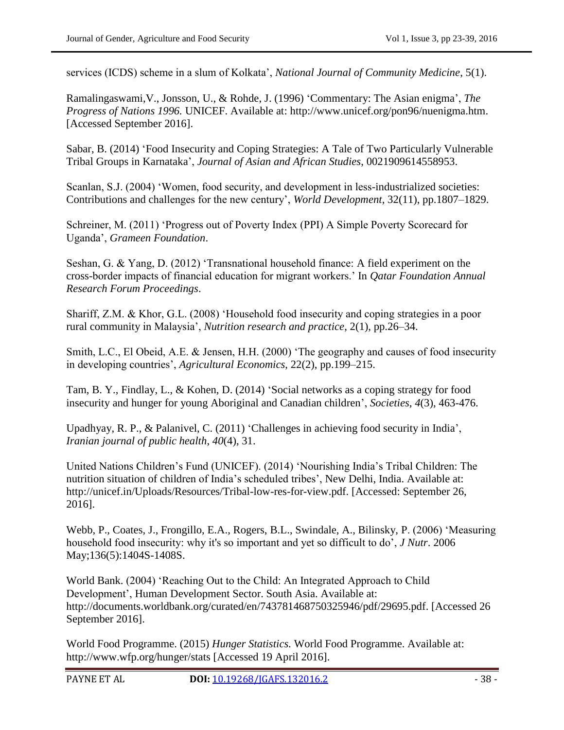services (ICDS) scheme in a slum of Kolkata', *National Journal of Community Medicine*, 5(1).

Ramalingaswami,V., Jonsson, U., & Rohde, J. (1996) 'Commentary: The Asian enigma', *The Progress of Nations 1996.* UNICEF. Available at: http://www.unicef.org/pon96/nuenigma.htm. [Accessed September 2016].

Sabar, B. (2014) 'Food Insecurity and Coping Strategies: A Tale of Two Particularly Vulnerable Tribal Groups in Karnataka', *Journal of Asian and African Studies*, 0021909614558953.

Scanlan, S.J. (2004) 'Women, food security, and development in less-industrialized societies: Contributions and challenges for the new century', *World Development*, 32(11), pp.1807–1829.

Schreiner, M. (2011) 'Progress out of Poverty Index (PPI) A Simple Poverty Scorecard for Uganda', *Grameen Foundation*.

Seshan, G. & Yang, D. (2012) 'Transnational household finance: A field experiment on the cross-border impacts of financial education for migrant workers.' In *Qatar Foundation Annual Research Forum Proceedings*.

Shariff, Z.M. & Khor, G.L. (2008) 'Household food insecurity and coping strategies in a poor rural community in Malaysia', *Nutrition research and practice*, 2(1), pp.26–34.

Smith, L.C., El Obeid, A.E. & Jensen, H.H. (2000) 'The geography and causes of food insecurity in developing countries', *Agricultural Economics*, 22(2), pp.199–215.

Tam, B. Y., Findlay, L., & Kohen, D. (2014) 'Social networks as a coping strategy for food insecurity and hunger for young Aboriginal and Canadian children', *Societies*, *4*(3), 463-476.

Upadhyay, R. P., & Palanivel, C. (2011) 'Challenges in achieving food security in India', *Iranian journal of public health*, *40*(4), 31.

United Nations Children's Fund (UNICEF). (2014) 'Nourishing India's Tribal Children: The nutrition situation of children of India's scheduled tribes', New Delhi, India. Available at: http://unicef.in/Uploads/Resources/Tribal-low-res-for-view.pdf. [Accessed: September 26, 2016].

Webb, P., Coates, J., Frongillo, E.A., Rogers, B.L., Swindale, A., Bilinsky, P. (2006) 'Measuring household food insecurity: why it's so important and yet so difficult to do', *J Nutr*. 2006 May;136(5):1404S-1408S.

World Bank. (2004) 'Reaching Out to the Child: An Integrated Approach to Child Development', Human Development Sector. South Asia. Available at: http://documents.worldbank.org/curated/en/743781468750325946/pdf/29695.pdf. [Accessed 26 September 2016].

World Food Programme. (2015) *Hunger Statistics.* World Food Programme. Available at: http://www.wfp.org/hunger/stats [Accessed 19 April 2016].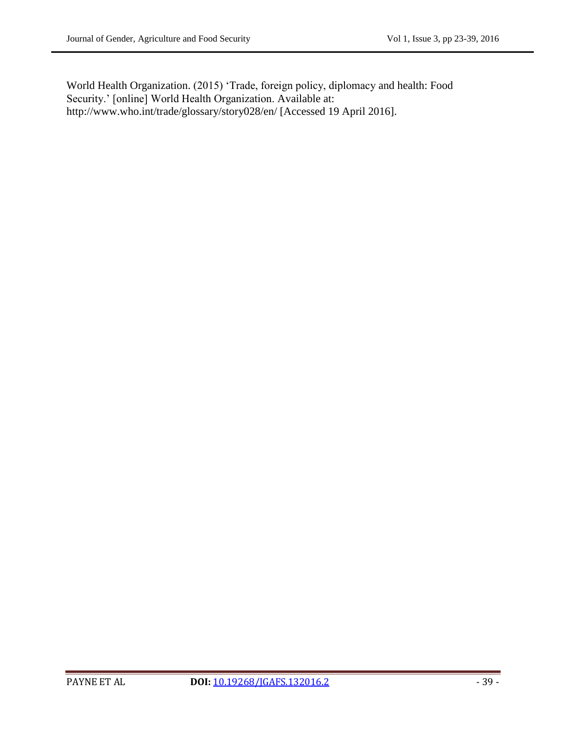World Health Organization. (2015) 'Trade, foreign policy, diplomacy and health: Food Security.' [online] World Health Organization. Available at: http://www.who.int/trade/glossary/story028/en/ [Accessed 19 April 2016].